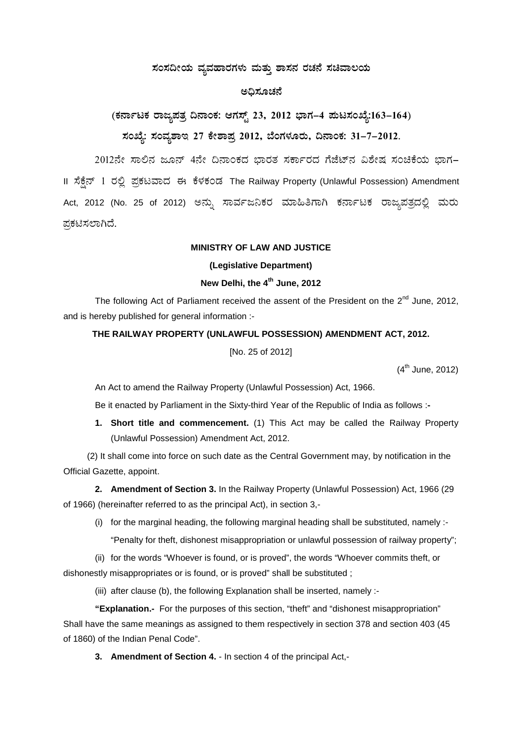**ಸಂಸದೀಯ ವ್ಯವಹಾರಗಳು ಮತ್ತು ಶಾಸನ ರಚನೆ ಸಚಿವಾಲಯ**

**ಅಧಿಸೂಚನೆ**

**(ಕರ್ನಾಟಕ ರಾಜ್ಯಪತ್ರ ದಿನಾಂಕ: ಆಗಸ್ಟ್ 23, 2012 ಭಾಗ–4 ಪುಟಸಂಖ್ಯೆ:163–164)**

**ಸಂಖ್ಯೆ: ಸಂವ್ಯಶಾಇ 27 ಕೇಶಾಪ್ರ 2012, ಬೆಂಗಳೂರು, ದಿನಾಂಕ: 31–7–2012.**

2012ನೇ ಸಾಲಿನ ಜೂನ್ 4ನೇ ದಿನಾಂಕದ ಭಾರತ ಸರ್ಕಾರದ ಗೆಜೆಟ್‌ನ ವಿಶೇಷ ಸಂಚಿಕೆಯ ಭಾಗ– II ಸೆಕ್ಷನ್ 1 ರಲ್ಲಿ ಪ್ರಕಟವಾದ ಈ ಕೆಳಕಂಡ The Railway Property (Unlawful Possession) Amendment Act, 2012 (No. 25 of 2012) ಅನ್ನು ಸಾರ್ವಜನಿಕರ ಮಾಹಿತಿಗಾಗಿ ಕರ್ನಾಟಕ ರಾಜ್ಯಪತ್ರದಲ್ಲಿ ಮರು ಪ್ರಕಟಿಸಲಾಗಿದೆ.

**MINISTRY OF LAW AND JUSTICE**

**(Legislative Department)**

**New Delhi, the 4th June, 2012**

The following Act of Parliament received the assent of the President on the 2nd June, 2012, and is hereby published for general information :-

**THE RAILWAY PROPERTY (UNLAWFUL POSSESSION) AMENDMENT ACT, 2012.**

[No. 25 of 2012]

(4th June, 2012)

An Act to amend the Railway Property (Unlawful Possession) Act, 1966.

Be it enacted by Parliament in the Sixty-third Year of the Republic of India as follows :-

1. **Short title and commencement.** (1) This Act may be called the Railway Property (Unlawful Possession) Amendment Act, 2012.

(2) It shall come into force on such date as the Central Government may, by notification in the Official Gazette, appoint.

**2. Amendment of Section 3.** In the Railway Property (Unlawful Possession) Act, 1966 (29 of 1966) (hereinafter referred to as the principal Act), in section 3,-

(i) for the marginal heading, the following marginal heading shall be substituted, namely :-

"Penalty for theft, dishonest misappropriation or unlawful possession of railway property";

(ii) for the words "Whoever is found, or is proved", the words "Whoever commits theft, or dishonestly misappropriates or is found, or is proved" shall be substituted ;

(iii) after clause (b), the following Explanation shall be inserted, namely :-

**"Explanation.-** For the purposes of this section, "theft" and "dishonest misappropriation" Shall have the same meanings as assigned to them respectively in section 378 and section 403 (45 of 1860) of the Indian Penal Code".

**3. Amendment of Section 4.** - In section 4 of the principal Act,-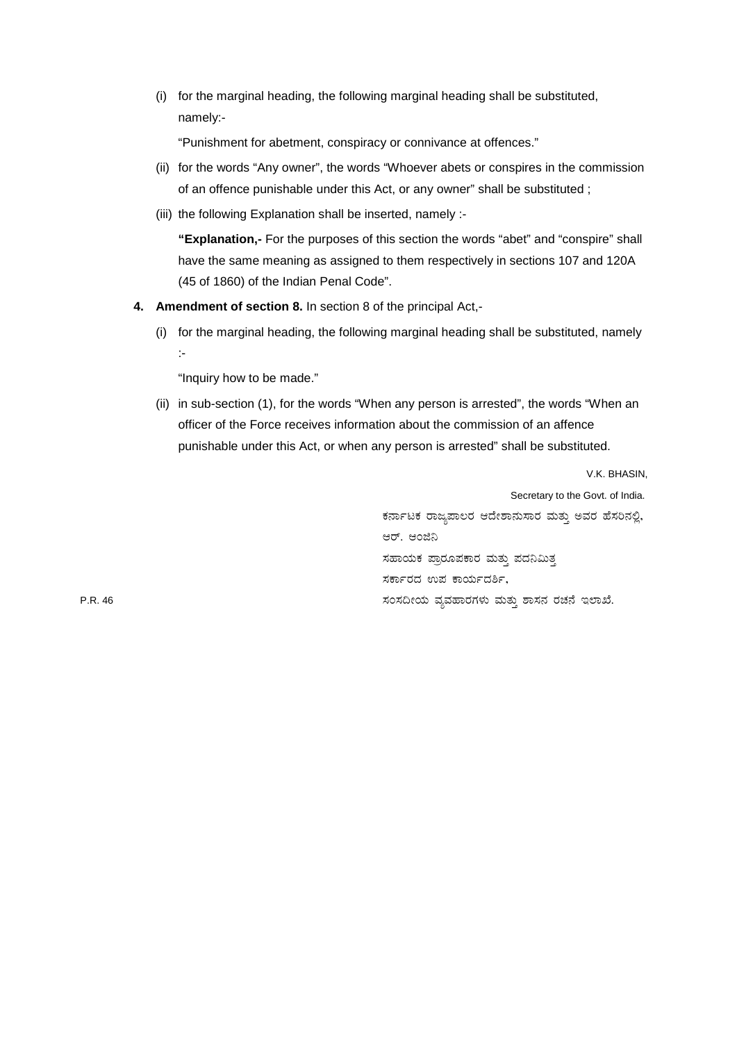(i) for the marginal heading, the following marginal heading shall be substituted, namely:-

"Punishment for abetment, conspiracy or connivance at offences."

(ii) for the words "Any owner", the words "Whoever abets or conspires in the commission of an offence punishable under this Act, or any owner" shall be substituted ;

(iii) the following Explanation shall be inserted, namely :-

**"Explanation,-** For the purposes of this section the words "abet" and "conspire" shall have the same meaning as assigned to them respectively in sections 107 and 120A (45 of 1860) of the Indian Penal Code".

**4. Amendment of section 8.** In section 8 of the principal Act,-

(i) for the marginal heading, the following marginal heading shall be substituted, namely :-

"Inquiry how to be made."

(ii) in sub-section (1), for the words "When any person is arrested", the words "When an officer of the Force receives information about the commission of an affence punishable under this Act, or when any person is arrested" shall be substituted.

V.K. BHASIN,

Secretary to the Govt. of India.

ಕರ್ನಾಟಕ ರಾಜ್ಯಪಾಲರ ಆದೇಶಾನುಸಾರ ಮತ್ತು ಅವರ ಹೆಸರಿನಲ್ಲಿ,

ಆರ್. ಆಂಜಿನಿ

ಸಹಾಯಕ ಪ್ರಾರೂಪಕಾರ ಮತ್ತು ಪದನಿಮಿತ್ತ

ಸರ್ಕಾರದ ಉಪ ಕಾರ್ಯದರ್ಶಿ,

ಸಂಸದೀಯ ವ್ಯವಹಾರಗಳು ಮತ್ತು ಶಾಸನ ರಚನೆ ಇಲಾಖೆ.

P.R. 46